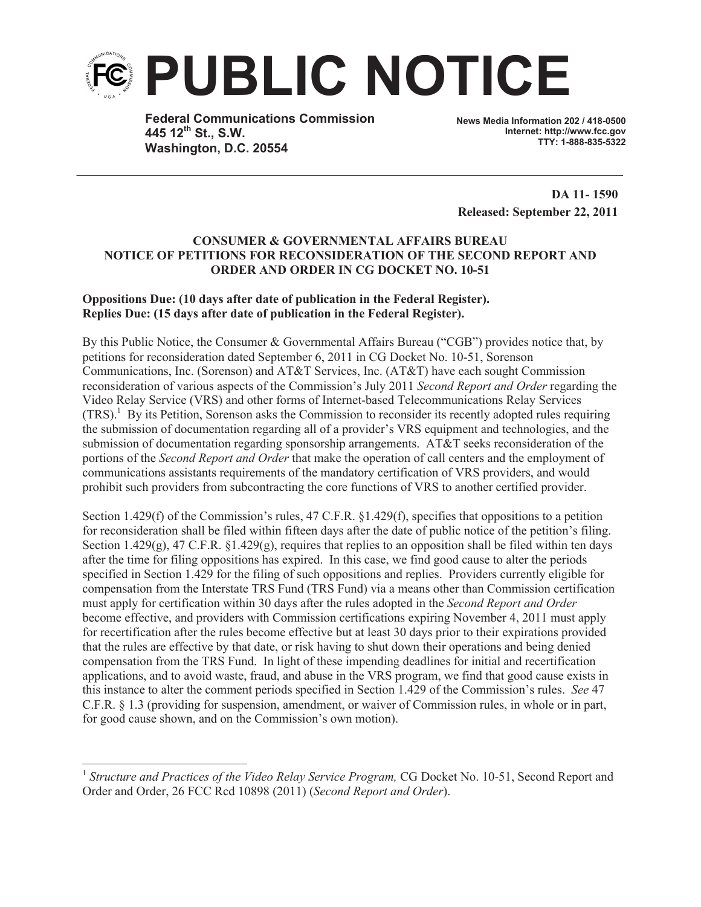# PUBLIC NOTICE

**Federal Communications Commission**
**445 12th St., S.W.**
**Washington, D.C. 20554**

**News Media Information 202 / 418-0500**
**Internet: http://www.fcc.gov**
**TTY: 1-888-835-5322**

**DA 11- 1590**
**Released: September 22, 2011**

**CONSUMER & GOVERNMENTAL AFFAIRS BUREAU NOTICE OF PETITIONS FOR RECONSIDERATION OF THE SECOND REPORT AND ORDER AND ORDER IN CG DOCKET NO. 10-51**

**Oppositions Due: (10 days after date of publication in the Federal Register).**
**Replies Due: (15 days after date of publication in the Federal Register).**

By this Public Notice, the Consumer & Governmental Affairs Bureau ("CGB") provides notice that, by petitions for reconsideration dated September 6, 2011 in CG Docket No. 10-51, Sorenson Communications, Inc. (Sorenson) and AT&T Services, Inc. (AT&T) have each sought Commission reconsideration of various aspects of the Commission's July 2011 *Second Report and Order* regarding the Video Relay Service (VRS) and other forms of Internet-based Telecommunications Relay Services (TRS).[1] By its Petition, Sorenson asks the Commission to reconsider its recently adopted rules requiring the submission of documentation regarding all of a provider's VRS equipment and technologies, and the submission of documentation regarding sponsorship arrangements. AT&T seeks reconsideration of the portions of the *Second Report and Order* that make the operation of call centers and the employment of communications assistants requirements of the mandatory certification of VRS providers, and would prohibit such providers from subcontracting the core functions of VRS to another certified provider.

Section 1.429(f) of the Commission's rules, 47 C.F.R. §1.429(f), specifies that oppositions to a petition for reconsideration shall be filed within fifteen days after the date of public notice of the petition's filing. Section 1.429(g), 47 C.F.R. §1.429(g), requires that replies to an opposition shall be filed within ten days after the time for filing oppositions has expired. In this case, we find good cause to alter the periods specified in Section 1.429 for the filing of such oppositions and replies. Providers currently eligible for compensation from the Interstate TRS Fund (TRS Fund) via a means other than Commission certification must apply for certification within 30 days after the rules adopted in the *Second Report and Order* become effective, and providers with Commission certifications expiring November 4, 2011 must apply for recertification after the rules become effective but at least 30 days prior to their expirations provided that the rules are effective by that date, or risk having to shut down their operations and being denied compensation from the TRS Fund. In light of these impending deadlines for initial and recertification applications, and to avoid waste, fraud, and abuse in the VRS program, we find that good cause exists in this instance to alter the comment periods specified in Section 1.429 of the Commission's rules. *See* 47 C.F.R. § 1.3 (providing for suspension, amendment, or waiver of Commission rules, in whole or in part, for good cause shown, and on the Commission's own motion).

[1] *Structure and Practices of the Video Relay Service Program,* CG Docket No. 10-51, Second Report and Order and Order, 26 FCC Rcd 10898 (2011) (*Second Report and Order*).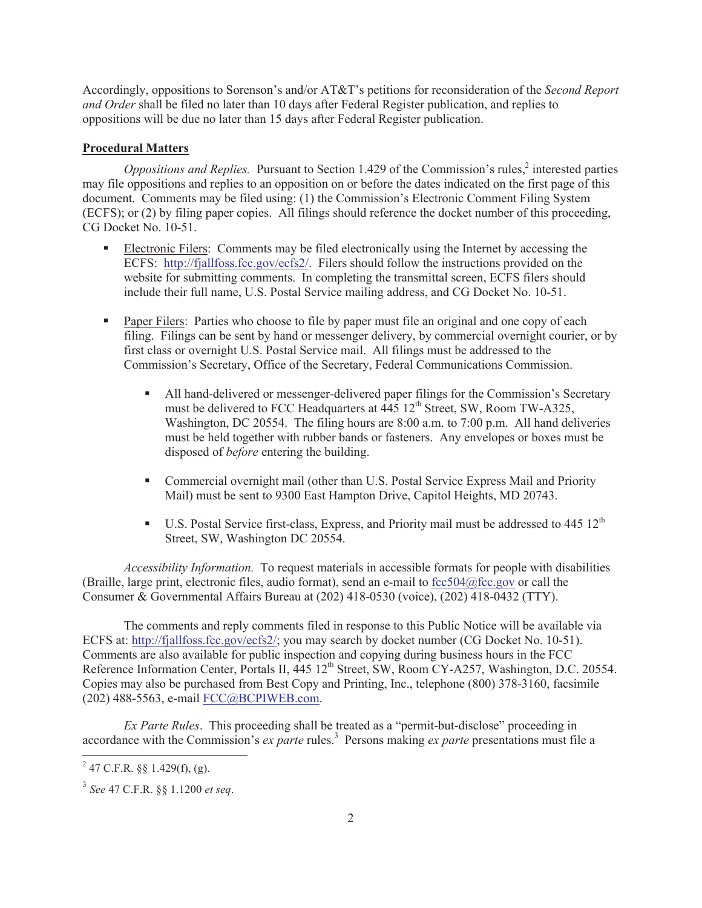Accordingly, oppositions to Sorenson's and/or AT&T's petitions for reconsideration of the *Second Report and Order* shall be filed no later than 10 days after Federal Register publication, and replies to oppositions will be due no later than 15 days after Federal Register publication.

**Procedural Matters**

*Oppositions and Replies.* Pursuant to Section 1.429 of the Commission's rules,[2] interested parties may file oppositions and replies to an opposition on or before the dates indicated on the first page of this document. Comments may be filed using: (1) the Commission's Electronic Comment Filing System (ECFS); or (2) by filing paper copies. All filings should reference the docket number of this proceeding, CG Docket No. 10-51.

- Electronic Filers: Comments may be filed electronically using the Internet by accessing the ECFS: http://fjallfoss.fcc.gov/ecfs2/. Filers should follow the instructions provided on the website for submitting comments. In completing the transmittal screen, ECFS filers should include their full name, U.S. Postal Service mailing address, and CG Docket No. 10-51.

- Paper Filers: Parties who choose to file by paper must file an original and one copy of each filing. Filings can be sent by hand or messenger delivery, by commercial overnight courier, or by first class or overnight U.S. Postal Service mail. All filings must be addressed to the Commission's Secretary, Office of the Secretary, Federal Communications Commission.

    - All hand-delivered or messenger-delivered paper filings for the Commission's Secretary must be delivered to FCC Headquarters at 445 12th Street, SW, Room TW-A325, Washington, DC 20554. The filing hours are 8:00 a.m. to 7:00 p.m. All hand deliveries must be held together with rubber bands or fasteners. Any envelopes or boxes must be disposed of *before* entering the building.

    - Commercial overnight mail (other than U.S. Postal Service Express Mail and Priority Mail) must be sent to 9300 East Hampton Drive, Capitol Heights, MD 20743.

    - U.S. Postal Service first-class, Express, and Priority mail must be addressed to 445 12th Street, SW, Washington DC 20554.

*Accessibility Information.* To request materials in accessible formats for people with disabilities (Braille, large print, electronic files, audio format), send an e-mail to fcc504@fcc.gov or call the Consumer & Governmental Affairs Bureau at (202) 418-0530 (voice), (202) 418-0432 (TTY).

The comments and reply comments filed in response to this Public Notice will be available via ECFS at: http://fjallfoss.fcc.gov/ecfs2/; you may search by docket number (CG Docket No. 10-51). Comments are also available for public inspection and copying during business hours in the FCC Reference Information Center, Portals II, 445 12th Street, SW, Room CY-A257, Washington, D.C. 20554. Copies may also be purchased from Best Copy and Printing, Inc., telephone (800) 378-3160, facsimile (202) 488-5563, e-mail FCC@BCPIWEB.com.

*Ex Parte Rules*. This proceeding shall be treated as a "permit-but-disclose" proceeding in accordance with the Commission's *ex parte* rules.[3] Persons making *ex parte* presentations must file a

---

[2] 47 C.F.R. §§ 1.429(f), (g).

[3] *See* 47 C.F.R. §§ 1.1200 *et seq*.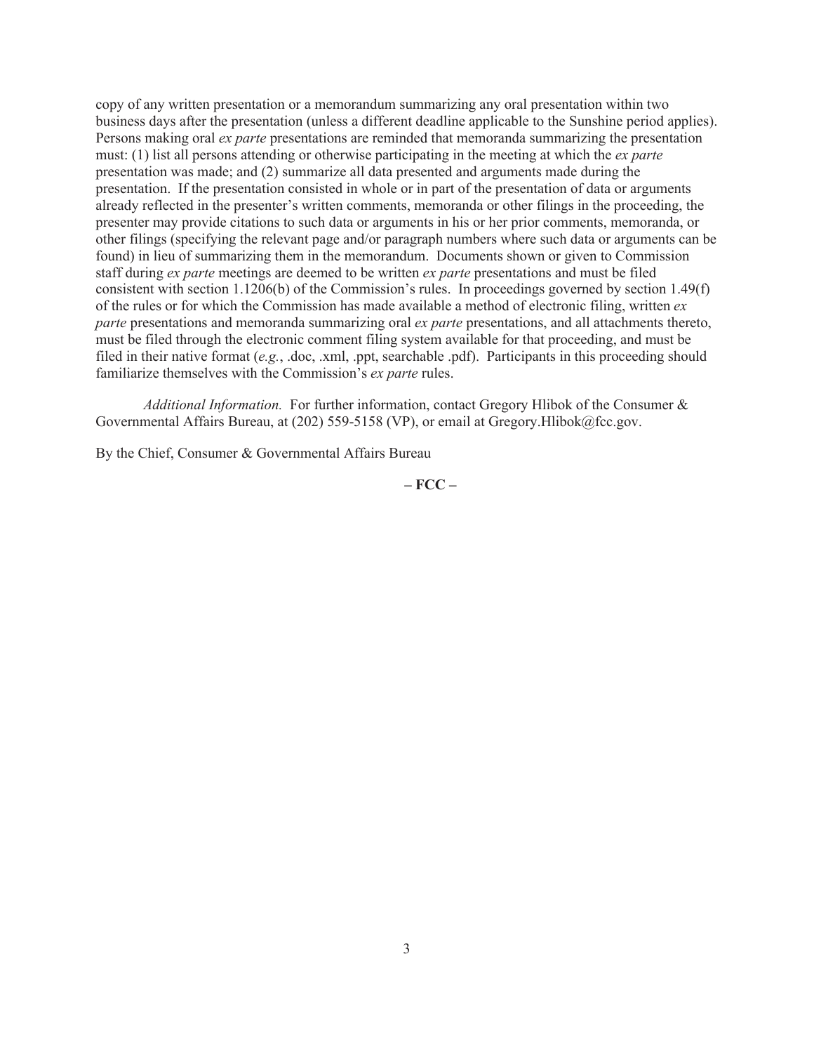copy of any written presentation or a memorandum summarizing any oral presentation within two business days after the presentation (unless a different deadline applicable to the Sunshine period applies). Persons making oral *ex parte* presentations are reminded that memoranda summarizing the presentation must: (1) list all persons attending or otherwise participating in the meeting at which the *ex parte* presentation was made; and (2) summarize all data presented and arguments made during the presentation. If the presentation consisted in whole or in part of the presentation of data or arguments already reflected in the presenter's written comments, memoranda or other filings in the proceeding, the presenter may provide citations to such data or arguments in his or her prior comments, memoranda, or other filings (specifying the relevant page and/or paragraph numbers where such data or arguments can be found) in lieu of summarizing them in the memorandum. Documents shown or given to Commission staff during *ex parte* meetings are deemed to be written *ex parte* presentations and must be filed consistent with section 1.1206(b) of the Commission's rules. In proceedings governed by section 1.49(f) of the rules or for which the Commission has made available a method of electronic filing, written *ex parte* presentations and memoranda summarizing oral *ex parte* presentations, and all attachments thereto, must be filed through the electronic comment filing system available for that proceeding, and must be filed in their native format (*e.g.*, .doc, .xml, .ppt, searchable .pdf). Participants in this proceeding should familiarize themselves with the Commission's *ex parte* rules.

*Additional Information.* For further information, contact Gregory Hlibok of the Consumer & Governmental Affairs Bureau, at (202) 559-5158 (VP), or email at Gregory.Hlibok@fcc.gov.

By the Chief, Consumer & Governmental Affairs Bureau

**– FCC –**